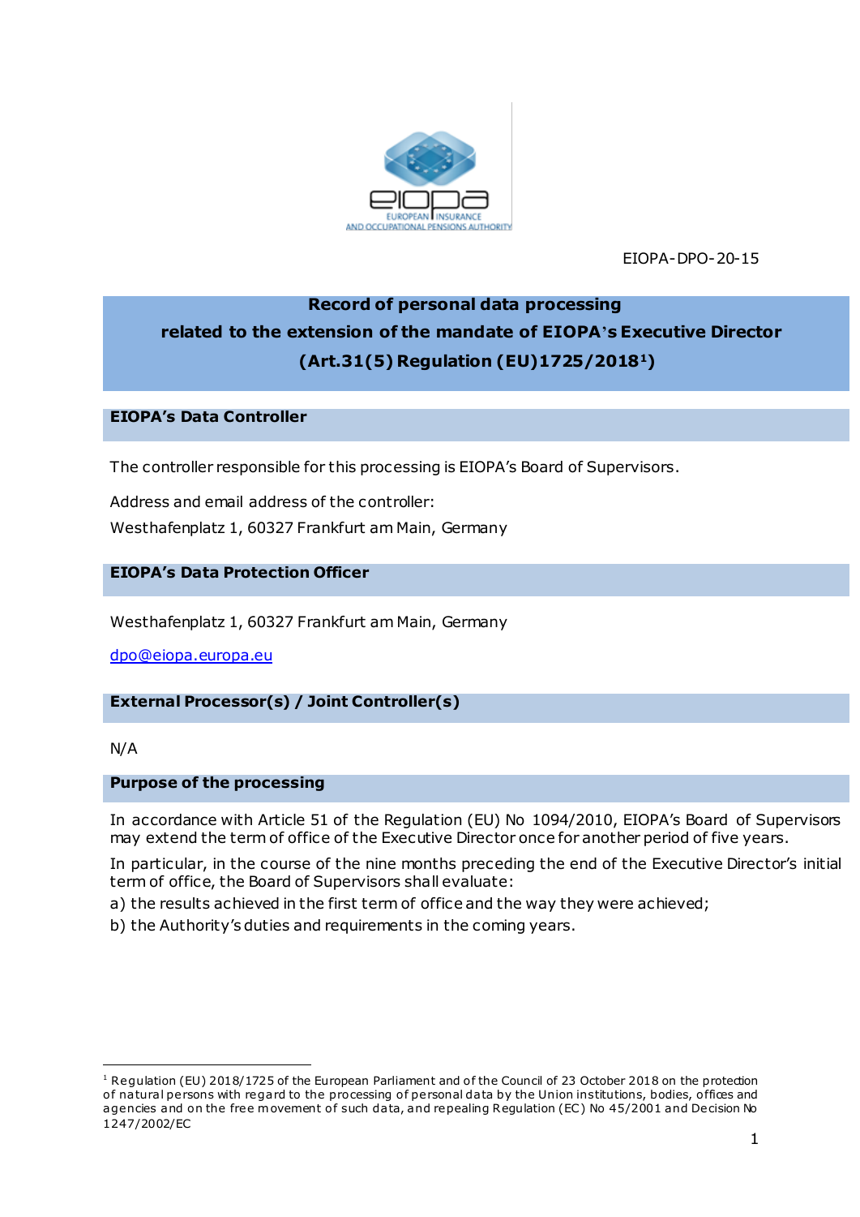EIOPA-DPO-20-15

# Record of personal data processing related to the extension of the mandate of EIOPA's Executive Director (Art.31(5) Regulation (EU)1725/2018[1])

## EIOPA's Data Controller

The controller responsible for this processing is EIOPA's Board of Supervisors.

Address and email address of the controller:

Westhafenplatz 1, 60327 Frankfurt am Main, Germany

## EIOPA's Data Protection Officer

Westhafenplatz 1, 60327 Frankfurt am Main, Germany

dpo@eiopa.europa.eu

## External Processor(s) / Joint Controller(s)

N/A

## Purpose of the processing

In accordance with Article 51 of the Regulation (EU) No 1094/2010, EIOPA's Board of Supervisors may extend the term of office of the Executive Director once for another period of five years.

In particular, in the course of the nine months preceding the end of the Executive Director's initial term of office, the Board of Supervisors shall evaluate:

a) the results achieved in the first term of office and the way they were achieved;

b) the Authority's duties and requirements in the coming years.

---

[1] Regulation (EU) 2018/1725 of the European Parliament and of the Council of 23 October 2018 on the protection of natural persons with regard to the processing of personal data by the Union institutions, bodies, offices and agencies and on the free movement of such data, and repealing Regulation (EC) No 45/2001 and Decision No 1247/2002/EC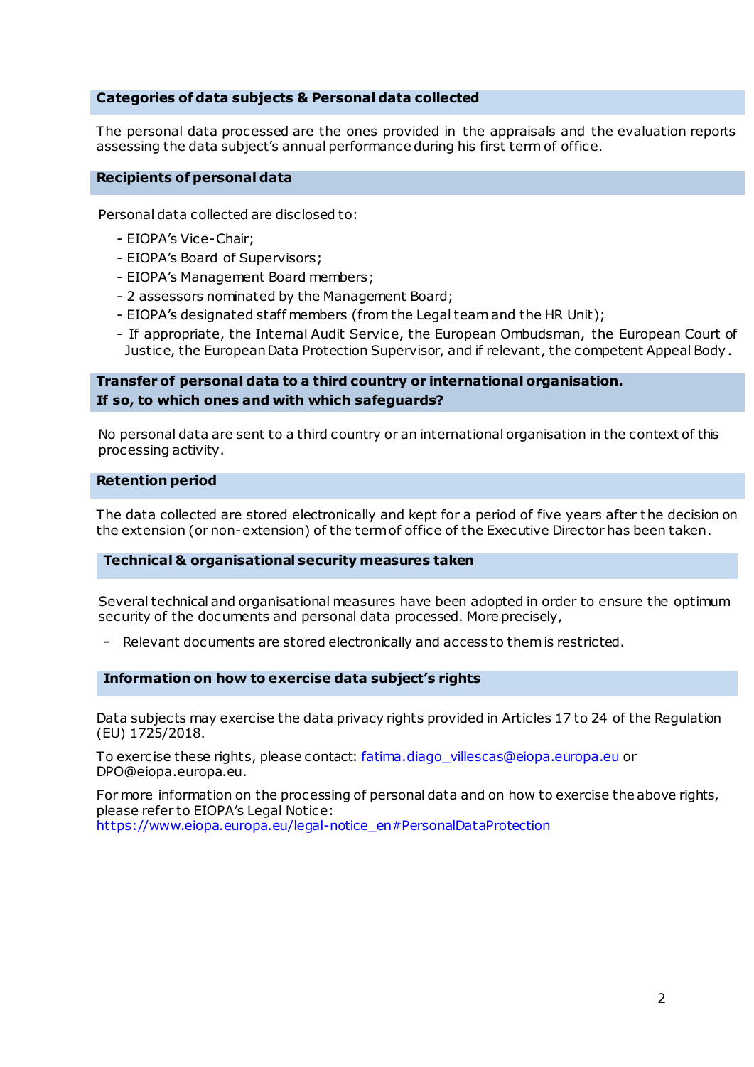## Categories of data subjects & Personal data collected

The personal data processed are the ones provided in the appraisals and the evaluation reports assessing the data subject's annual performance during his first term of office.

## Recipients of personal data

Personal data collected are disclosed to:

- EIOPA's Vice-Chair;
- EIOPA's Board of Supervisors;
- EIOPA's Management Board members;
- 2 assessors nominated by the Management Board;
- EIOPA's designated staff members (from the Legal team and the HR Unit);
- If appropriate, the Internal Audit Service, the European Ombudsman, the European Court of Justice, the European Data Protection Supervisor, and if relevant, the competent Appeal Body.

## Transfer of personal data to a third country or international organisation. If so, to which ones and with which safeguards?

No personal data are sent to a third country or an international organisation in the context of this processing activity.

## Retention period

The data collected are stored electronically and kept for a period of five years after the decision on the extension (or non-extension) of the term of office of the Executive Director has been taken.

## Technical & organisational security measures taken

Several technical and organisational measures have been adopted in order to ensure the optimum security of the documents and personal data processed. More precisely,

- Relevant documents are stored electronically and access to them is restricted.

## Information on how to exercise data subject's rights

Data subjects may exercise the data privacy rights provided in Articles 17 to 24 of the Regulation (EU) 1725/2018.

To exercise these rights, please contact: fatima.diago_villescas@eiopa.europa.eu or DPO@eiopa.europa.eu.

For more information on the processing of personal data and on how to exercise the above rights, please refer to EIOPA's Legal Notice:
https://www.eiopa.europa.eu/legal-notice_en#PersonalDataProtection